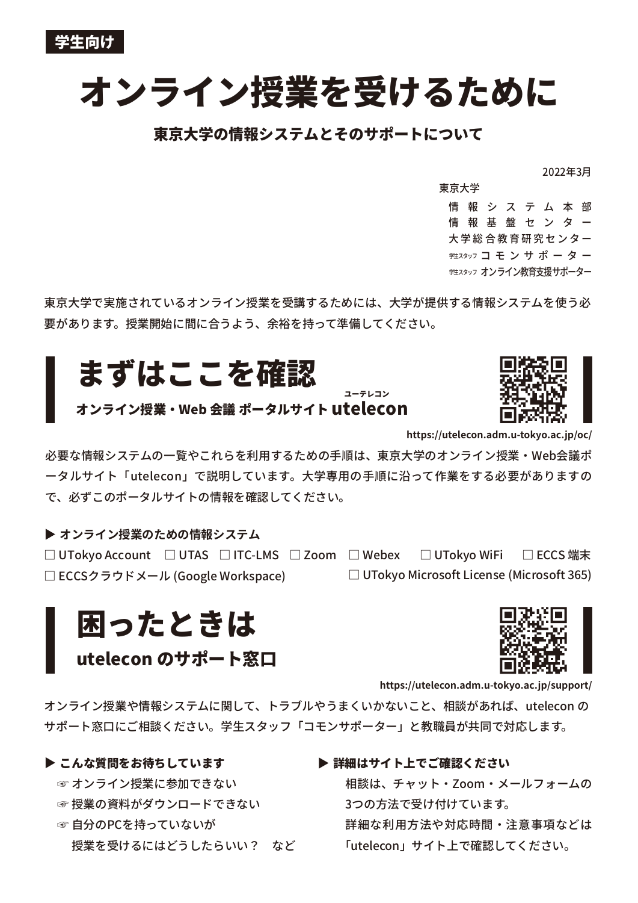学生向け

# オンライン授業を受けるために

**東京大学の情報システムとそのサポートについて**

2022年3月

東京大学
情報システム本部
情報基盤センター
大学総合教育研究センター
学生スタッフ コモンサポーター
学生スタッフ オンライン教育支援サポーター

東京大学で実施されているオンライン授業を受講するためには、大学が提供する情報システムを使う必要があります。授業開始に間に合うよう、余裕を持って準備してください。

## まずはここを確認

**オンライン授業・Web 会議 ポータルサイト utelecon（ユーテレコン）**

https://utelecon.adm.u-tokyo.ac.jp/oc/

必要な情報システムの一覧やこれらを利用するための手順は、東京大学のオンライン授業・Web会議ポータルサイト「utelecon」で説明しています。大学専用の手順に沿って作業をする必要がありますので、必ずこのポータルサイトの情報を確認してください。

**▶ オンライン授業のための情報システム**

- ☐ UTokyo Account
- ☐ UTAS
- ☐ ITC-LMS
- ☐ Zoom
- ☐ Webex
- ☐ UTokyo WiFi
- ☐ ECCS 端末
- ☐ ECCSクラウドメール (Google Workspace)
- ☐ UTokyo Microsoft License (Microsoft 365)

## 困ったときは

**utelecon のサポート窓口**

https://utelecon.adm.u-tokyo.ac.jp/support/

オンライン授業や情報システムに関して、トラブルやうまくいかないこと、相談があれば、utelecon のサポート窓口にご相談ください。学生スタッフ「コモンサポーター」と教職員が共同で対応します。

**▶ こんな質問をお待ちしています**

- ☞ オンライン授業に参加できない
- ☞ 授業の資料がダウンロードできない
- ☞ 自分のPCを持っていないが授業を受けるにはどうしたらいい？　など

**▶ 詳細はサイト上でご確認ください**

相談は、チャット・Zoom・メールフォームの3つの方法で受け付けています。詳細な利用方法や対応時間・注意事項などは「utelecon」サイト上で確認してください。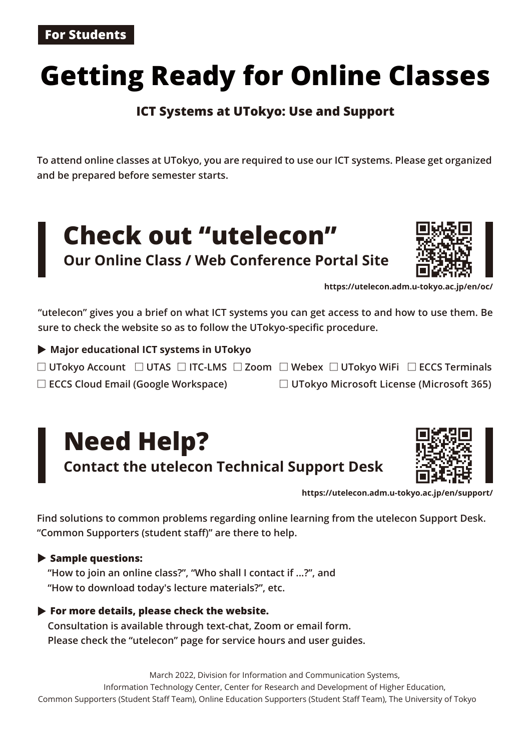**For Students**

# Getting Ready for Online Classes

### ICT Systems at UTokyo: Use and Support

To attend online classes at UTokyo, you are required to use our ICT systems. Please get organized and be prepared before semester starts.

## Check out “utelecon”

**Our Online Class / Web Conference Portal Site**

https://utelecon.adm.u-tokyo.ac.jp/en/oc/

“utelecon” gives you a brief on what ICT systems you can get access to and how to use them. Be sure to check the website so as to follow the UTokyo-specific procedure.

▶ **Major educational ICT systems in UTokyo**

☐ UTokyo Account ☐ UTAS ☐ ITC-LMS ☐ Zoom ☐ Webex ☐ UTokyo WiFi ☐ ECCS Terminals
☐ ECCS Cloud Email (Google Workspace) ☐ UTokyo Microsoft License (Microsoft 365)

## Need Help?

**Contact the utelecon Technical Support Desk**

https://utelecon.adm.u-tokyo.ac.jp/en/support/

Find solutions to common problems regarding online learning from the utelecon Support Desk. “Common Supporters (student staff)” are there to help.

▶ **Sample questions:**

“How to join an online class?”, “Who shall I contact if ...?”, and
“How to download today's lecture materials?”, etc.

▶ **For more details, please check the website.**

Consultation is available through text-chat, Zoom or email form.
Please check the “utelecon” page for service hours and user guides.

March 2022, Division for Information and Communication Systems,
Information Technology Center, Center for Research and Development of Higher Education,
Common Supporters (Student Staff Team), Online Education Supporters (Student Staff Team), The University of Tokyo